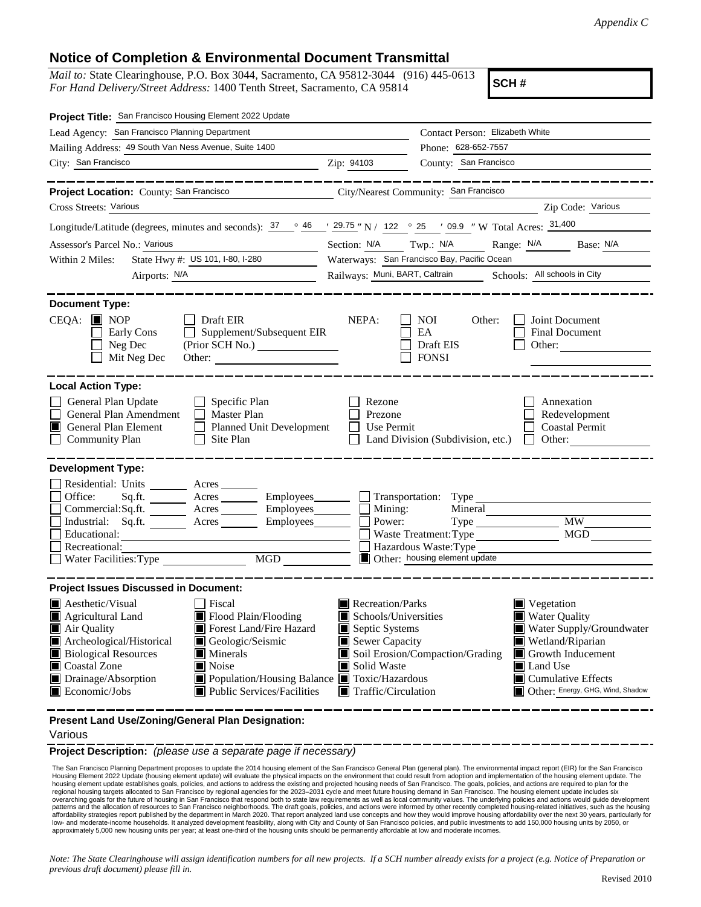*Appendix C*

# Notice of Completion & Environmental Document Transmittal

*Mail to:* State Clearinghouse, P.O. Box 3044, Sacramento, CA 95812-3044 (916) 445-0613
*For Hand Delivery/Street Address:* 1400 Tenth Street, Sacramento, CA 95814

**SCH #**

**Project Title:** San Francisco Housing Element 2022 Update

Lead Agency: San Francisco Planning Department
Contact Person: Elizabeth White
Mailing Address: 49 South Van Ness Avenue, Suite 1400
Phone: 628-652-7557
City: San Francisco
Zip: 94103
County: San Francisco

**Project Location:** County: San Francisco
City/Nearest Community: San Francisco
Cross Streets: Various
Zip Code: Various
Longitude/Latitude (degrees, minutes and seconds): 37 ° 46 ′ 29.75 ″ N / 122 ° 25 ′ 09.9 ″ W Total Acres: 31,400
Assessor's Parcel No.: Various
Section: N/A Twp.: N/A Range: N/A Base: N/A
Within 2 Miles: State Hwy #: US 101, I-80, I-280
Waterways: San Francisco Bay, Pacific Ocean
Airports: N/A
Railways: Muni, BART, Caltrain
Schools: All schools in City

**Document Type:**

CEQA: ■ NOP ☐ Early Cons ☐ Neg Dec ☐ Mit Neg Dec ☐ Draft EIR ☐ Supplement/Subsequent EIR (Prior SCH No.) ______ Other: ______

NEPA: ☐ NOI ☐ EA ☐ Draft EIS ☐ FONSI

Other: ☐ Joint Document ☐ Final Document ☐ Other: ______

**Local Action Type:**

☐ General Plan Update ☐ General Plan Amendment ■ General Plan Element ☐ Community Plan ☐ Specific Plan ☐ Master Plan ☐ Planned Unit Development ☐ Site Plan ☐ Rezone ☐ Prezone ☐ Use Permit ☐ Land Division (Subdivision, etc.) ☐ Annexation ☐ Redevelopment ☐ Coastal Permit ☐ Other: ______

**Development Type:**

☐ Residential: Units ______ Acres ______
☐ Office: Sq.ft. ______ Acres ______ Employees ______
☐ Commercial: Sq.ft. ______ Acres ______ Employees ______
☐ Industrial: Sq.ft. ______ Acres ______ Employees ______
☐ Educational: ______
☐ Recreational: ______
☐ Water Facilities: Type ______ MGD ______
☐ Transportation: Type ______
☐ Mining: Mineral ______
☐ Power: Type ______ MW ______
☐ Waste Treatment: Type ______ MGD ______
☐ Hazardous Waste: Type ______
■ Other: housing element update

**Project Issues Discussed in Document:**

■ Aesthetic/Visual
■ Agricultural Land
■ Air Quality
■ Archeological/Historical
■ Biological Resources
■ Coastal Zone
■ Drainage/Absorption
■ Economic/Jobs
☐ Fiscal
■ Flood Plain/Flooding
■ Forest Land/Fire Hazard
■ Geologic/Seismic
■ Minerals
■ Noise
■ Population/Housing Balance
■ Public Services/Facilities
■ Recreation/Parks
■ Schools/Universities
■ Septic Systems
■ Sewer Capacity
■ Soil Erosion/Compaction/Grading
■ Solid Waste
■ Toxic/Hazardous
■ Traffic/Circulation
■ Vegetation
■ Water Quality
■ Water Supply/Groundwater
■ Wetland/Riparian
■ Growth Inducement
■ Land Use
■ Cumulative Effects
■ Other: Energy, GHG, Wind, Shadow

**Present Land Use/Zoning/General Plan Designation:**

Various

**Project Description:** *(please use a separate page if necessary)*

The San Francisco Planning Department proposes to update the 2014 housing element of the San Francisco General Plan (general plan). The environmental impact report (EIR) for the San Francisco Housing Element 2022 Update (housing element update) will evaluate the physical impacts on the environment that could result from adoption and implementation of the housing element update. The housing element update establishes goals, policies, and actions to address the existing and projected housing needs of San Francisco. The goals, policies, and actions are required to plan for the regional housing targets allocated to San Francisco by regional agencies for the 2023–2031 cycle and meet future housing demand in San Francisco. The housing element update includes six overarching goals for the future of housing in San Francisco that respond both to state law requirements as well as local community values. The underlying policies and actions would guide development patterns and the allocation of resources to San Francisco neighborhoods. The draft goals, policies, and actions were informed by other recently completed housing-related initiatives, such as the housing affordability strategies report published by the department in March 2020. That report analyzed land use concepts and how they would improve housing affordability over the next 30 years, particularly for low- and moderate-income households. It analyzed development feasibility, along with City and County of San Francisco policies, and public investments to add 150,000 housing units by 2050, or approximately 5,000 new housing units per year; at least one-third of the housing units should be permanently affordable at low and moderate incomes.

*Note: The State Clearinghouse will assign identification numbers for all new projects. If a SCH number already exists for a project (e.g. Notice of Preparation or previous draft document) please fill in.*

Revised 2010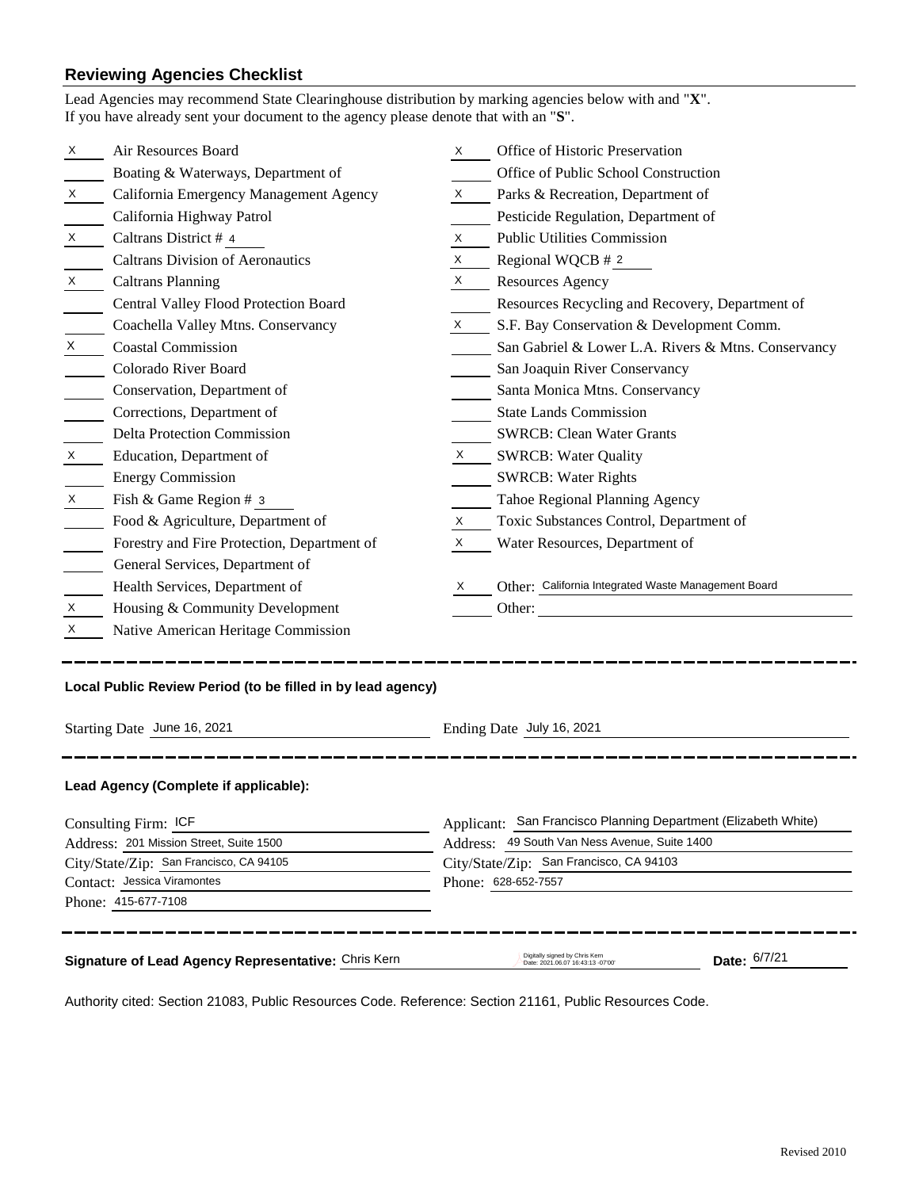## Reviewing Agencies Checklist

Lead Agencies may recommend State Clearinghouse distribution by marking agencies below with and "**X**".
If you have already sent your document to the agency please denote that with an "**S**".

| | | | |
|---|---|---|---|
| X | Air Resources Board | X | Office of Historic Preservation |
| | Boating & Waterways, Department of | | Office of Public School Construction |
| X | California Emergency Management Agency | X | Parks & Recreation, Department of |
| | California Highway Patrol | | Pesticide Regulation, Department of |
| X | Caltrans District # 4 | X | Public Utilities Commission |
| | Caltrans Division of Aeronautics | X | Regional WQCB # 2 |
| X | Caltrans Planning | X | Resources Agency |
| | Central Valley Flood Protection Board | | Resources Recycling and Recovery, Department of |
| | Coachella Valley Mtns. Conservancy | X | S.F. Bay Conservation & Development Comm. |
| X | Coastal Commission | | San Gabriel & Lower L.A. Rivers & Mtns. Conservancy |
| | Colorado River Board | | San Joaquin River Conservancy |
| | Conservation, Department of | | Santa Monica Mtns. Conservancy |
| | Corrections, Department of | | State Lands Commission |
| | Delta Protection Commission | | SWRCB: Clean Water Grants |
| X | Education, Department of | X | SWRCB: Water Quality |
| | Energy Commission | | SWRCB: Water Rights |
| X | Fish & Game Region # 3 | | Tahoe Regional Planning Agency |
| | Food & Agriculture, Department of | X | Toxic Substances Control, Department of |
| | Forestry and Fire Protection, Department of | X | Water Resources, Department of |
| | General Services, Department of | | |
| | Health Services, Department of | X | Other: California Integrated Waste Management Board |
| X | Housing & Community Development | | Other: |
| X | Native American Heritage Commission | | |

---

### Local Public Review Period (to be filled in by lead agency)

Starting Date June 16, 2021 Ending Date July 16, 2021

---

### Lead Agency (Complete if applicable):

| | |
|---|---|
| Consulting Firm: ICF | Applicant: San Francisco Planning Department (Elizabeth White) |
| Address: 201 Mission Street, Suite 1500 | Address: 49 South Van Ness Avenue, Suite 1400 |
| City/State/Zip: San Francisco, CA 94105 | City/State/Zip: San Francisco, CA 94103 |
| Contact: Jessica Viramontes | Phone: 628-652-7557 |
| Phone: 415-677-7108 | |

---

**Signature of Lead Agency Representative:** Chris Kern Digitally signed by Chris Kern Date: 2021.06.07 16:43:13 -07'00' **Date:** 6/7/21

Authority cited: Section 21083, Public Resources Code. Reference: Section 21161, Public Resources Code.

Revised 2010